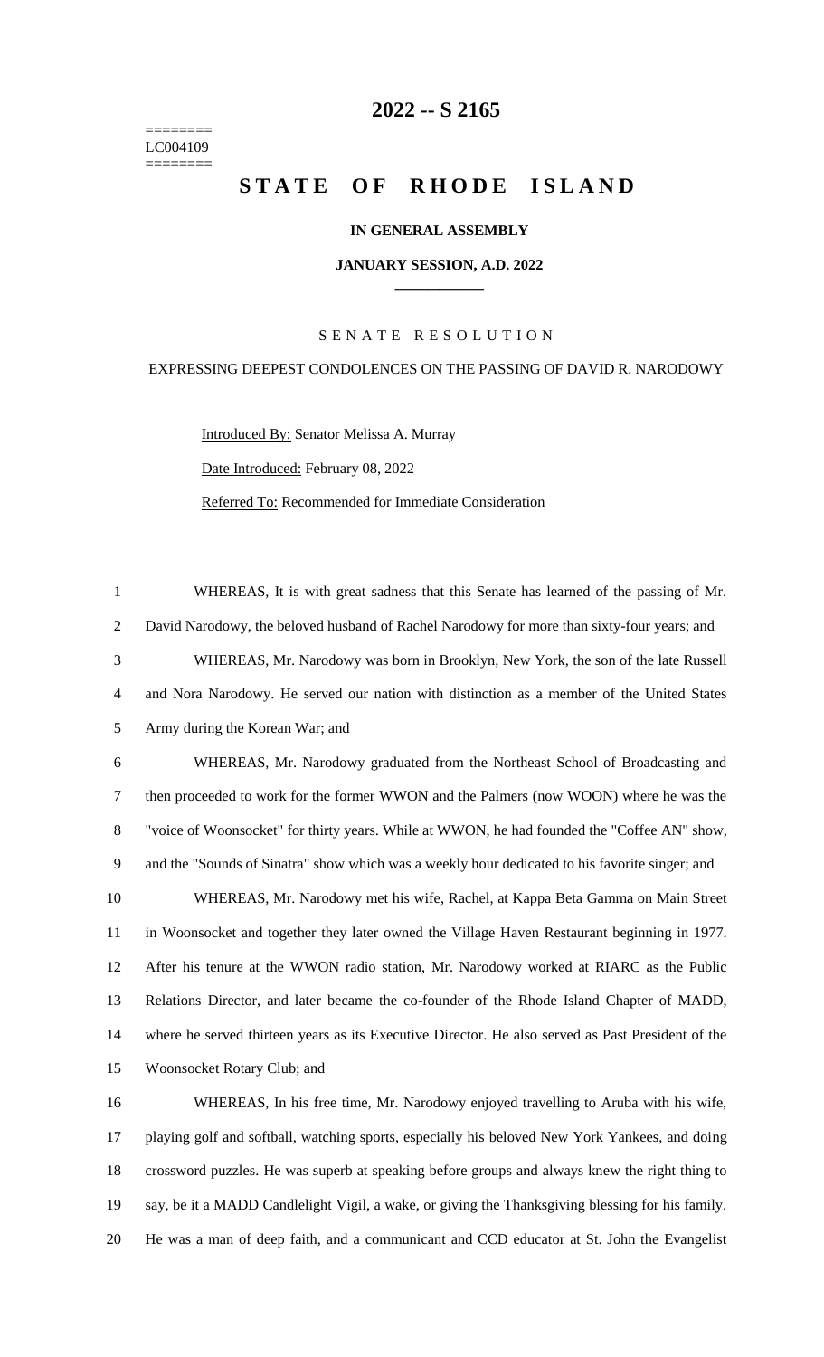========
LC004109
========

# 2022 -- S 2165

# STATE OF RHODE ISLAND

**IN GENERAL ASSEMBLY**

**JANUARY SESSION, A.D. 2022**

____________

SENATE RESOLUTION

EXPRESSING DEEPEST CONDOLENCES ON THE PASSING OF DAVID R. NARODOWY

Introduced By: Senator Melissa A. Murray

Date Introduced: February 08, 2022

Referred To: Recommended for Immediate Consideration

1 WHEREAS, It is with great sadness that this Senate has learned of the passing of Mr.
2 David Narodowy, the beloved husband of Rachel Narodowy for more than sixty-four years; and
3 WHEREAS, Mr. Narodowy was born in Brooklyn, New York, the son of the late Russell
4 and Nora Narodowy. He served our nation with distinction as a member of the United States
5 Army during the Korean War; and
6 WHEREAS, Mr. Narodowy graduated from the Northeast School of Broadcasting and
7 then proceeded to work for the former WWON and the Palmers (now WOON) where he was the
8 "voice of Woonsocket" for thirty years. While at WWON, he had founded the "Coffee AN" show,
9 and the "Sounds of Sinatra" show which was a weekly hour dedicated to his favorite singer; and
10 WHEREAS, Mr. Narodowy met his wife, Rachel, at Kappa Beta Gamma on Main Street
11 in Woonsocket and together they later owned the Village Haven Restaurant beginning in 1977.
12 After his tenure at the WWON radio station, Mr. Narodowy worked at RIARC as the Public
13 Relations Director, and later became the co-founder of the Rhode Island Chapter of MADD,
14 where he served thirteen years as its Executive Director. He also served as Past President of the
15 Woonsocket Rotary Club; and
16 WHEREAS, In his free time, Mr. Narodowy enjoyed travelling to Aruba with his wife,
17 playing golf and softball, watching sports, especially his beloved New York Yankees, and doing
18 crossword puzzles. He was superb at speaking before groups and always knew the right thing to
19 say, be it a MADD Candlelight Vigil, a wake, or giving the Thanksgiving blessing for his family.
20 He was a man of deep faith, and a communicant and CCD educator at St. John the Evangelist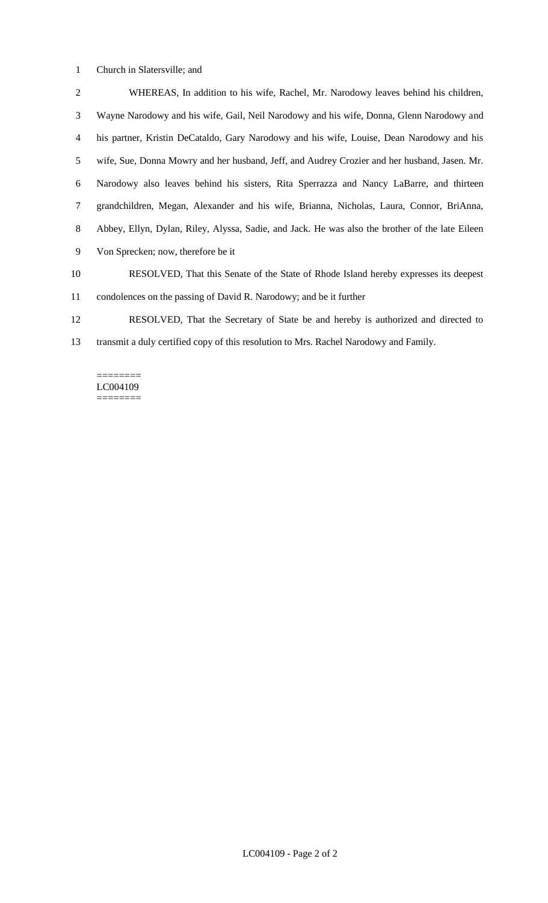Church in Slatersville; and

WHEREAS, In addition to his wife, Rachel, Mr. Narodowy leaves behind his children, Wayne Narodowy and his wife, Gail, Neil Narodowy and his wife, Donna, Glenn Narodowy and his partner, Kristin DeCataldo, Gary Narodowy and his wife, Louise, Dean Narodowy and his wife, Sue, Donna Mowry and her husband, Jeff, and Audrey Crozier and her husband, Jasen. Mr. Narodowy also leaves behind his sisters, Rita Sperrazza and Nancy LaBarre, and thirteen grandchildren, Megan, Alexander and his wife, Brianna, Nicholas, Laura, Connor, BriAnna, Abbey, Ellyn, Dylan, Riley, Alyssa, Sadie, and Jack. He was also the brother of the late Eileen Von Sprecken; now, therefore be it

RESOLVED, That this Senate of the State of Rhode Island hereby expresses its deepest condolences on the passing of David R. Narodowy; and be it further

RESOLVED, That the Secretary of State be and hereby is authorized and directed to transmit a duly certified copy of this resolution to Mrs. Rachel Narodowy and Family.

========
LC004109
========